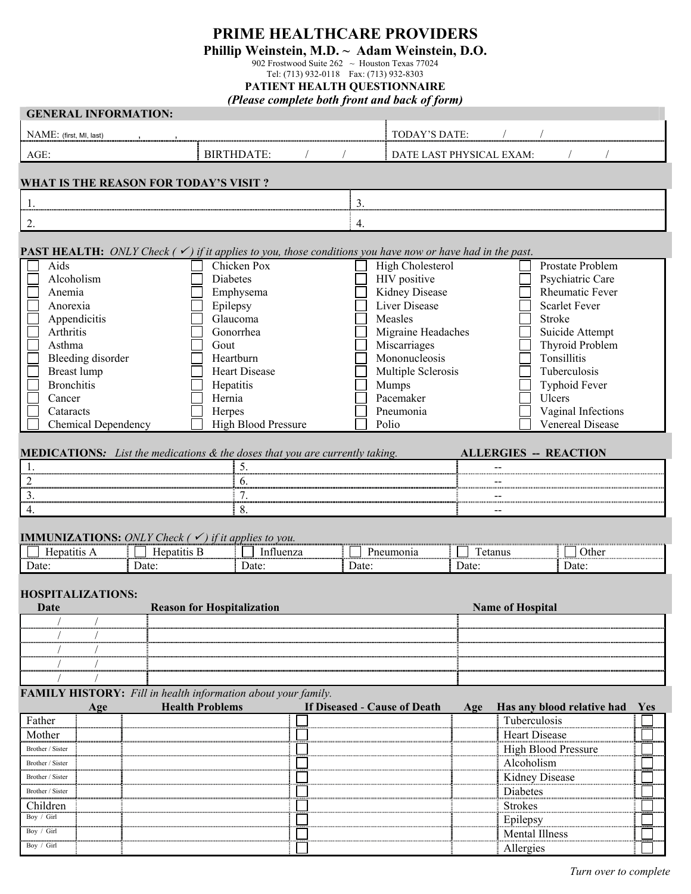# PRIME HEALTHCARE PROVIDERS

**Phillip Weinstein, M.D. ~ Adam Weinstein, D.O.**

902 Frostwood Suite 262 ~ Houston Texas 77024

Tel: (713) 932-0118 Fax: (713) 932-8303

**PATIENT HEALTH QUESTIONNAIRE**

***(Please complete both front and back of form)***

## GENERAL INFORMATION:

| NAME: (first, MI, last) , , | | TODAY'S DATE: / / |
|---|---|---|
| AGE: | BIRTHDATE: / / | DATE LAST PHYSICAL EXAM: / / |

## WHAT IS THE REASON FOR TODAY'S VISIT ?

| | |
|---|---|
| 1. | 3. |
| 2. | 4. |

**PAST HEALTH:** *ONLY Check ( ✓ ) if it applies to you, those conditions you have now or have had in the past.*

| | | | |
|---|---|---|---|
| ☐ Aids | ☐ Chicken Pox | ☐ High Cholesterol | ☐ Prostate Problem |
| ☐ Alcoholism | ☐ Diabetes | ☐ HIV positive | ☐ Psychiatric Care |
| ☐ Anemia | ☐ Emphysema | ☐ Kidney Disease | ☐ Rheumatic Fever |
| ☐ Anorexia | ☐ Epilepsy | ☐ Liver Disease | ☐ Scarlet Fever |
| ☐ Appendicitis | ☐ Glaucoma | ☐ Measles | ☐ Stroke |
| ☐ Arthritis | ☐ Gonorrhea | ☐ Migraine Headaches | ☐ Suicide Attempt |
| ☐ Asthma | ☐ Gout | ☐ Miscarriages | ☐ Thyroid Problem |
| ☐ Bleeding disorder | ☐ Heartburn | ☐ Mononucleosis | ☐ Tonsillitis |
| ☐ Breast lump | ☐ Heart Disease | ☐ Multiple Sclerosis | ☐ Tuberculosis |
| ☐ Bronchitis | ☐ Hepatitis | ☐ Mumps | ☐ Typhoid Fever |
| ☐ Cancer | ☐ Hernia | ☐ Pacemaker | ☐ Ulcers |
| ☐ Cataracts | ☐ Herpes | ☐ Pneumonia | ☐ Vaginal Infections |
| ☐ Chemical Dependency | ☐ High Blood Pressure | ☐ Polio | ☐ Venereal Disease |

**MEDICATIONS***:* *List the medications & the doses that you are currently taking.* **ALLERGIES -- REACTION**

| | | |
|---|---|---|
| 1. | 5. | -- |
| 2 | 6. | -- |
| 3. | 7. | -- |
| 4. | 8. | -- |

**IMMUNIZATIONS:** *ONLY Check ( ✓ ) if it applies to you.*

| ☐ Hepatitis A | ☐ Hepatitis B | ☐ Influenza | ☐ Pneumonia | ☐ Tetanus | ☐ Other |
|---|---|---|---|---|---|
| Date: | Date: | Date: | Date: | Date: | Date: |

## HOSPITALIZATIONS:

| Date | Reason for Hospitalization | Name of Hospital |
|---|---|---|
| / / | | |
| / / | | |
| / / | | |
| / / | | |
| / / | | |

**FAMILY HISTORY:** *Fill in health information about your family.*

| | Age | Health Problems | If Diseased - Cause of Death | Age | Has any blood relative had | Yes |
|---|---|---|---|---|---|---|
| Father | | | ☐ | | Tuberculosis | ☐ |
| Mother | | | ☐ | | Heart Disease | ☐ |
| Brother / Sister | | | ☐ | | High Blood Pressure | ☐ |
| Brother / Sister | | | ☐ | | Alcoholism | ☐ |
| Brother / Sister | | | ☐ | | Kidney Disease | ☐ |
| Brother / Sister | | | ☐ | | Diabetes | ☐ |
| Children | | | ☐ | | Strokes | ☐ |
| Boy / Girl | | | ☐ | | Epilepsy | ☐ |
| Boy / Girl | | | ☐ | | Mental Illness | ☐ |
| Boy / Girl | | | ☐ | | Allergies | ☐ |

*Turn over to complete*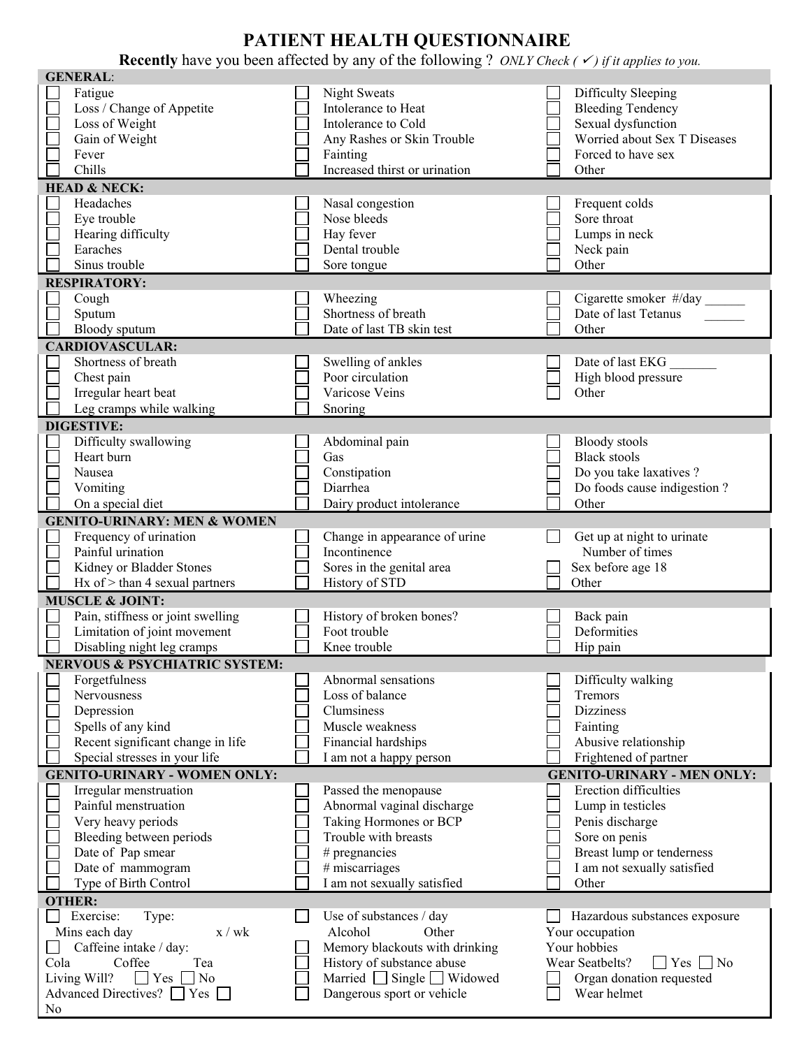# PATIENT HEALTH QUESTIONNAIRE

**Recently** have you been affected by any of the following ? *ONLY Check ( ✓ ) if it applies to you.*

| **GENERAL**: | | |
|---|---|---|
| ☐ Fatigue | ☐ Night Sweats | ☐ Difficulty Sleeping |
| ☐ Loss / Change of Appetite | ☐ Intolerance to Heat | ☐ Bleeding Tendency |
| ☐ Loss of Weight | ☐ Intolerance to Cold | ☐ Sexual dysfunction |
| ☐ Gain of Weight | ☐ Any Rashes or Skin Trouble | ☐ Worried about Sex T Diseases |
| ☐ Fever | ☐ Fainting | ☐ Forced to have sex |
| ☐ Chills | ☐ Increased thirst or urination | ☐ Other |
| **HEAD & NECK:** | | |
| ☐ Headaches | ☐ Nasal congestion | ☐ Frequent colds |
| ☐ Eye trouble | ☐ Nose bleeds | ☐ Sore throat |
| ☐ Hearing difficulty | ☐ Hay fever | ☐ Lumps in neck |
| ☐ Earaches | ☐ Dental trouble | ☐ Neck pain |
| ☐ Sinus trouble | ☐ Sore tongue | ☐ Other |
| **RESPIRATORY:** | | |
| ☐ Cough | ☐ Wheezing | ☐ Cigarette smoker #/day ______ |
| ☐ Sputum | ☐ Shortness of breath | ☐ Date of last Tetanus ______ |
| ☐ Bloody sputum | ☐ Date of last TB skin test | ☐ Other |
| **CARDIOVASCULAR:** | | |
| ☐ Shortness of breath | ☐ Swelling of ankles | ☐ Date of last EKG _______ |
| ☐ Chest pain | ☐ Poor circulation | ☐ High blood pressure |
| ☐ Irregular heart beat | ☐ Varicose Veins | ☐ Other |
| ☐ Leg cramps while walking | ☐ Snoring | |
| **DIGESTIVE:** | | |
| ☐ Difficulty swallowing | ☐ Abdominal pain | ☐ Bloody stools |
| ☐ Heart burn | ☐ Gas | ☐ Black stools |
| ☐ Nausea | ☐ Constipation | ☐ Do you take laxatives ? |
| ☐ Vomiting | ☐ Diarrhea | ☐ Do foods cause indigestion ? |
| ☐ On a special diet | ☐ Dairy product intolerance | ☐ Other |
| **GENITO-URINARY: MEN & WOMEN** | | |
| ☐ Frequency of urination | ☐ Change in appearance of urine | ☐ Get up at night to urinate Number of times |
| ☐ Painful urination | ☐ Incontinence | |
| ☐ Kidney or Bladder Stones | ☐ Sores in the genital area | ☐ Sex before age 18 |
| ☐ Hx of > than 4 sexual partners | ☐ History of STD | ☐ Other |
| **MUSCLE & JOINT:** | | |
| ☐ Pain, stiffness or joint swelling | ☐ History of broken bones? | ☐ Back pain |
| ☐ Limitation of joint movement | ☐ Foot trouble | ☐ Deformities |
| ☐ Disabling night leg cramps | ☐ Knee trouble | ☐ Hip pain |
| **NERVOUS & PSYCHIATRIC SYSTEM:** | | |
| ☐ Forgetfulness | ☐ Abnormal sensations | ☐ Difficulty walking |
| ☐ Nervousness | ☐ Loss of balance | ☐ Tremors |
| ☐ Depression | ☐ Clumsiness | ☐ Dizziness |
| ☐ Spells of any kind | ☐ Muscle weakness | ☐ Fainting |
| ☐ Recent significant change in life | ☐ Financial hardships | ☐ Abusive relationship |
| ☐ Special stresses in your life | ☐ I am not a happy person | ☐ Frightened of partner |
| **GENITO-URINARY - WOMEN ONLY:** | | **GENITO-URINARY - MEN ONLY:** |
| ☐ Irregular menstruation | ☐ Passed the menopause | ☐ Erection difficulties |
| ☐ Painful menstruation | ☐ Abnormal vaginal discharge | ☐ Lump in testicles |
| ☐ Very heavy periods | ☐ Taking Hormones or BCP | ☐ Penis discharge |
| ☐ Bleeding between periods | ☐ Trouble with breasts | ☐ Sore on penis |
| ☐ Date of Pap smear | ☐ # pregnancies | ☐ Breast lump or tenderness |
| ☐ Date of mammogram | ☐ # miscarriages | ☐ I am not sexually satisfied |
| ☐ Type of Birth Control | ☐ I am not sexually satisfied | ☐ Other |
| **OTHER:** | | |
| ☐ Exercise: Type: Mins each day x / wk | ☐ Use of substances / day Alcohol Other | ☐ Hazardous substances exposure Your occupation |
| ☐ Caffeine intake / day: Cola Coffee Tea | ☐ Memory blackouts with drinking | Your hobbies |
| Living Will? ☐ Yes ☐ No | ☐ History of substance abuse | Wear Seatbelts? ☐ Yes ☐ No |
| Advanced Directives? ☐ Yes ☐ No | ☐ Married ☐ Single ☐ Widowed | ☐ Organ donation requested |
| | ☐ Dangerous sport or vehicle | ☐ Wear helmet |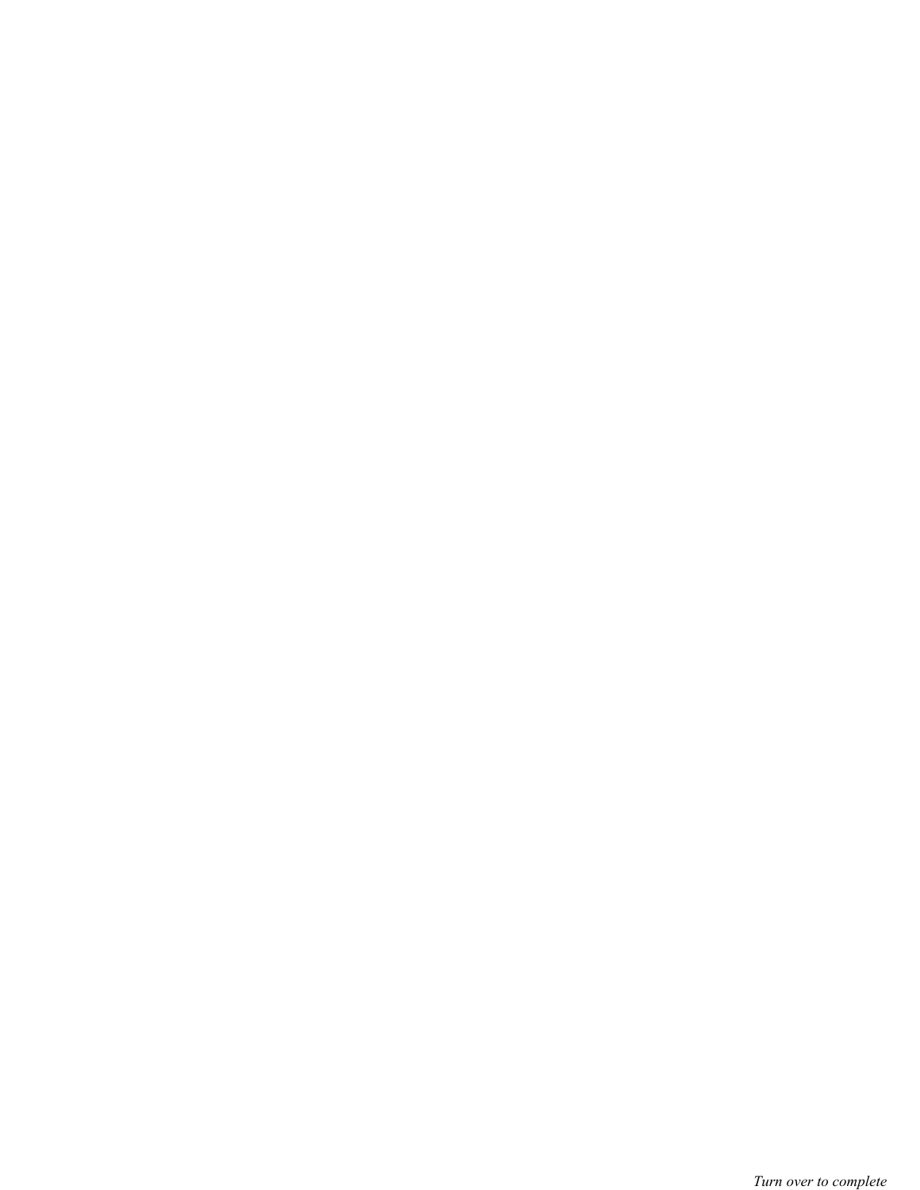*Turn over to complete*